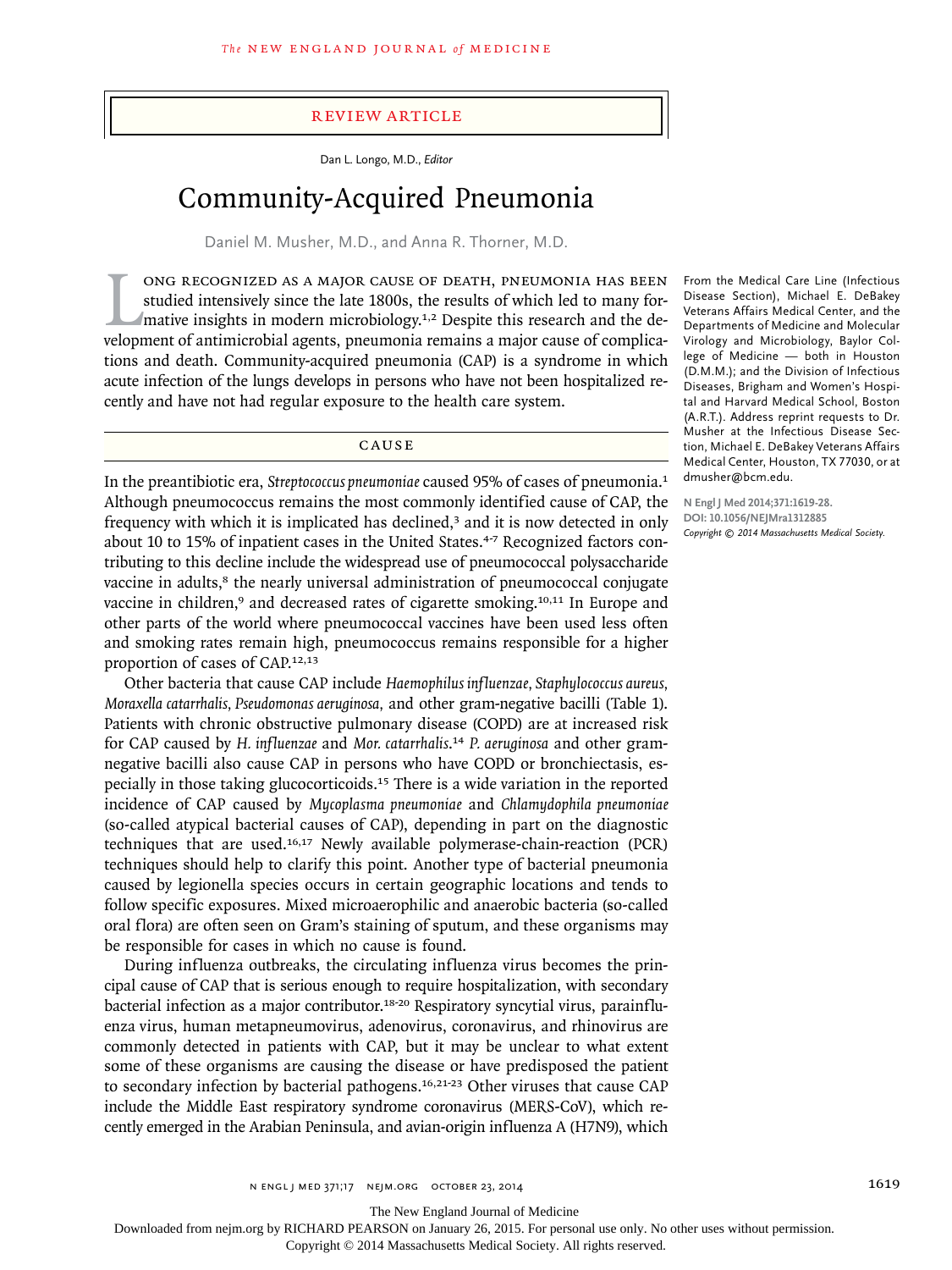Review Article

Dan L. Longo, M.D., *Editor*

# Community-Acquired Pneumonia

Daniel M. Musher, M.D., and Anna R. Thorner, M.D.

From the Medical Care Line (Infectious Disease Section), Michael E. DeBakey Veterans Affairs Medical Center, and the Departments of Medicine and Molecular Virology and Microbiology, Baylor College of Medicine — both in Houston (D.M.M.); and the Division of Infectious Diseases, Brigham and Women's Hospital and Harvard Medical School, Boston (A.R.T.). Address reprint requests to Dr. Musher at the Infectious Disease Section, Michael E. DeBakey Veterans Affairs Medical Center, Houston, TX 77030, or at dmusher@bcm.edu.

**N Engl J Med 2014;371:1619-28.**
**DOI: 10.1056/NEJMra1312885**
*Copyright © 2014 Massachusetts Medical Society.*

Long recognized as a major cause of death, pneumonia has been studied intensively since the late 1800s, the results of which led to many formative insights in modern microbiology.[1,2] Despite this research and the development of antimicrobial agents, pneumonia remains a major cause of complications and death. Community-acquired pneumonia (CAP) is a syndrome in which acute infection of the lungs develops in persons who have not been hospitalized recently and have not had regular exposure to the health care system.

## Cause

In the preantibiotic era, *Streptococcus pneumoniae* caused 95% of cases of pneumonia.[1] Although pneumococcus remains the most commonly identified cause of CAP, the frequency with which it is implicated has declined,[3] and it is now detected in only about 10 to 15% of inpatient cases in the United States.[4-7] Recognized factors contributing to this decline include the widespread use of pneumococcal polysaccharide vaccine in adults,[8] the nearly universal administration of pneumococcal conjugate vaccine in children,[9] and decreased rates of cigarette smoking.[10,11] In Europe and other parts of the world where pneumococcal vaccines have been used less often and smoking rates remain high, pneumococcus remains responsible for a higher proportion of cases of CAP.[12,13]

Other bacteria that cause CAP include *Haemophilus influenzae, Staphylococcus aureus, Moraxella catarrhalis, Pseudomonas aeruginosa,* and other gram-negative bacilli (Table 1). Patients with chronic obstructive pulmonary disease (COPD) are at increased risk for CAP caused by *H. influenzae* and *Mor. catarrhalis*.[14] *P. aeruginosa* and other gram-negative bacilli also cause CAP in persons who have COPD or bronchiectasis, especially in those taking glucocorticoids.[15] There is a wide variation in the reported incidence of CAP caused by *Mycoplasma pneumoniae* and *Chlamydophila pneumoniae* (so-called atypical bacterial causes of CAP), depending in part on the diagnostic techniques that are used.[16,17] Newly available polymerase-chain-reaction (PCR) techniques should help to clarify this point. Another type of bacterial pneumonia caused by legionella species occurs in certain geographic locations and tends to follow specific exposures. Mixed microaerophilic and anaerobic bacteria (so-called oral flora) are often seen on Gram's staining of sputum, and these organisms may be responsible for cases in which no cause is found.

During influenza outbreaks, the circulating influenza virus becomes the principal cause of CAP that is serious enough to require hospitalization, with secondary bacterial infection as a major contributor.[18-20] Respiratory syncytial virus, parainfluenza virus, human metapneumovirus, adenovirus, coronavirus, and rhinovirus are commonly detected in patients with CAP, but it may be unclear to what extent some of these organisms are causing the disease or have predisposed the patient to secondary infection by bacterial pathogens.[16,21-23] Other viruses that cause CAP include the Middle East respiratory syndrome coronavirus (MERS-CoV), which recently emerged in the Arabian Peninsula, and avian-origin influenza A (H7N9), which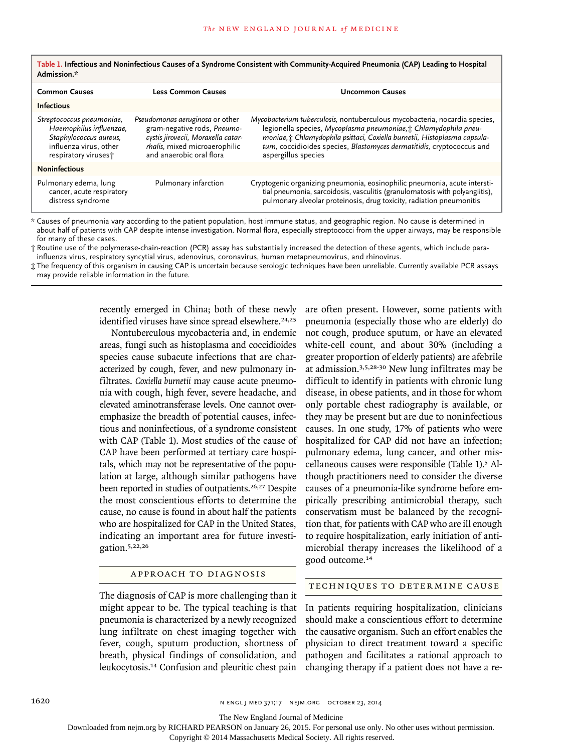**Table 1. Infectious and Noninfectious Causes of a Syndrome Consistent with Community-Acquired Pneumonia (CAP) Leading to Hospital Admission.***

| Common Causes | Less Common Causes | Uncommon Causes |
|---|---|---|
| **Infectious** | | |
| *Streptococcus pneumoniae, Haemophilus influenzae, Staphylococcus aureus,* influenza virus, other respiratory viruses† | *Pseudomonas aeruginosa* or other gram-negative rods, *Pneumocystis jirovecii, Moraxella catarrhalis,* mixed microaerophilic and anaerobic oral flora | *Mycobacterium tuberculosis,* nontuberculous mycobacteria, nocardia species, legionella species, *Mycoplasma pneumoniae,*‡ *Chlamydophila pneumoniae,*‡ *Chlamydophila psittaci, Coxiella burnetii, Histoplasma capsulatum,* coccidioides species, *Blastomyces dermatitidis,* cryptococcus and aspergillus species |
| **Noninfectious** | | |
| Pulmonary edema, lung cancer, acute respiratory distress syndrome | Pulmonary infarction | Cryptogenic organizing pneumonia, eosinophilic pneumonia, acute interstitial pneumonia, sarcoidosis, vasculitis (granulomatosis with polyangiitis), pulmonary alveolar proteinosis, drug toxicity, radiation pneumonitis |

\* Causes of pneumonia vary according to the patient population, host immune status, and geographic region. No cause is determined in about half of patients with CAP despite intense investigation. Normal flora, especially streptococci from the upper airways, may be responsible for many of these cases.

† Routine use of the polymerase-chain-reaction (PCR) assay has substantially increased the detection of these agents, which include parainfluenza virus, respiratory syncytial virus, adenovirus, coronavirus, human metapneumovirus, and rhinovirus.

‡ The frequency of this organism in causing CAP is uncertain because serologic techniques have been unreliable. Currently available PCR assays may provide reliable information in the future.

recently emerged in China; both of these newly identified viruses have since spread elsewhere.[24,25]

Nontuberculous mycobacteria and, in endemic areas, fungi such as histoplasma and coccidioides species cause subacute infections that are characterized by cough, fever, and new pulmonary infiltrates. *Coxiella burnetii* may cause acute pneumonia with cough, high fever, severe headache, and elevated aminotransferase levels. One cannot overemphasize the breadth of potential causes, infectious and noninfectious, of a syndrome consistent with CAP (Table 1). Most studies of the cause of CAP have been performed at tertiary care hospitals, which may not be representative of the population at large, although similar pathogens have been reported in studies of outpatients.[26,27] Despite the most conscientious efforts to determine the cause, no cause is found in about half the patients who are hospitalized for CAP in the United States, indicating an important area for future investigation.[5,22,26]

## Approach to Diagnosis

The diagnosis of CAP is more challenging than it might appear to be. The typical teaching is that pneumonia is characterized by a newly recognized lung infiltrate on chest imaging together with fever, cough, sputum production, shortness of breath, physical findings of consolidation, and leukocytosis.[14] Confusion and pleuritic chest pain are often present. However, some patients with pneumonia (especially those who are elderly) do not cough, produce sputum, or have an elevated white-cell count, and about 30% (including a greater proportion of elderly patients) are afebrile at admission.[3,5,28-30] New lung infiltrates may be difficult to identify in patients with chronic lung disease, in obese patients, and in those for whom only portable chest radiography is available, or they may be present but are due to noninfectious causes. In one study, 17% of patients who were hospitalized for CAP did not have an infection; pulmonary edema, lung cancer, and other miscellaneous causes were responsible (Table 1).[5] Although practitioners need to consider the diverse causes of a pneumonia-like syndrome before empirically prescribing antimicrobial therapy, such conservatism must be balanced by the recognition that, for patients with CAP who are ill enough to require hospitalization, early initiation of antimicrobial therapy increases the likelihood of a good outcome.[14]

## Techniques to Determine Cause

In patients requiring hospitalization, clinicians should make a conscientious effort to determine the causative organism. Such an effort enables the physician to direct treatment toward a specific pathogen and facilitates a rational approach to changing therapy if a patient does not have a re-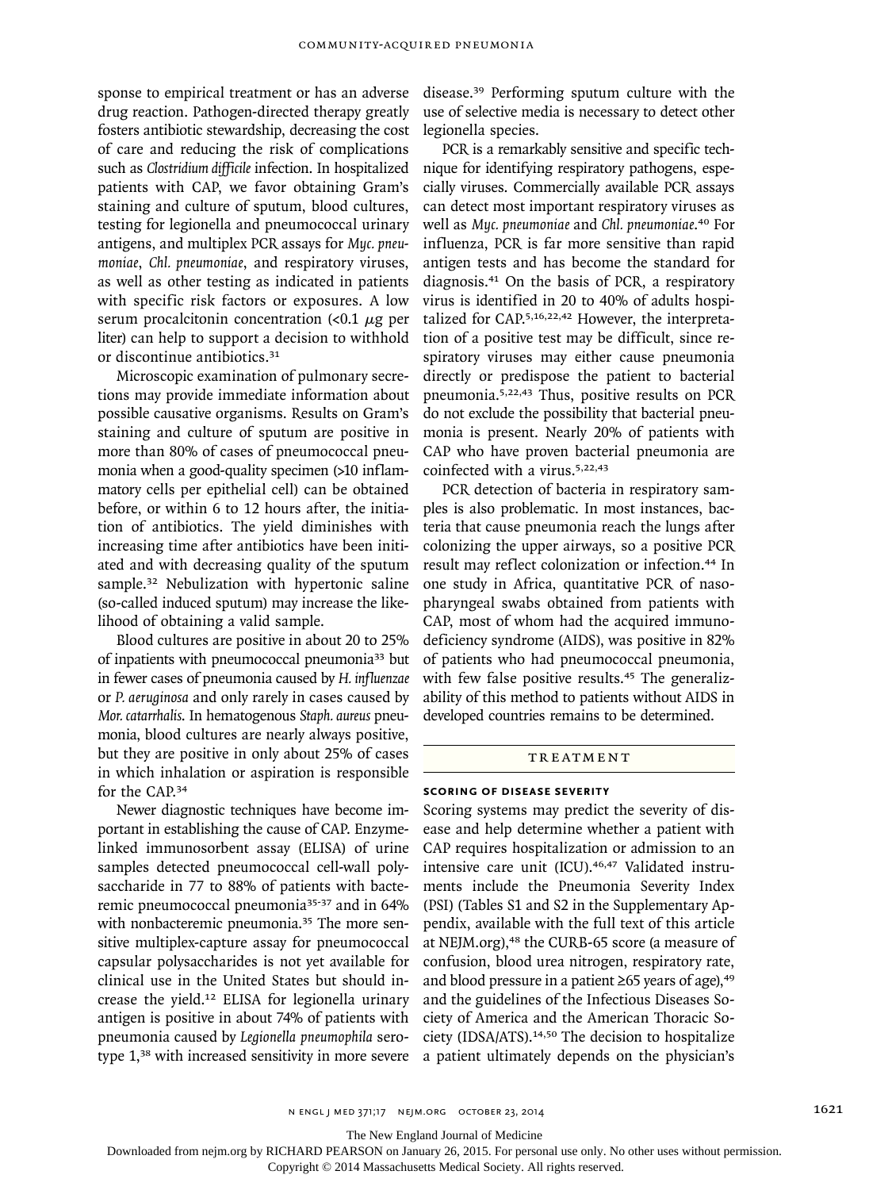sponse to empirical treatment or has an adverse drug reaction. Pathogen-directed therapy greatly fosters antibiotic stewardship, decreasing the cost of care and reducing the risk of complications such as *Clostridium difficile* infection. In hospitalized patients with CAP, we favor obtaining Gram's staining and culture of sputum, blood cultures, testing for legionella and pneumococcal urinary antigens, and multiplex PCR assays for *Myc. pneumoniae*, *Chl. pneumoniae*, and respiratory viruses, as well as other testing as indicated in patients with specific risk factors or exposures. A low serum procalcitonin concentration (<0.1 μg per liter) can help to support a decision to withhold or discontinue antibiotics.[31]

Microscopic examination of pulmonary secretions may provide immediate information about possible causative organisms. Results on Gram's staining and culture of sputum are positive in more than 80% of cases of pneumococcal pneumonia when a good-quality specimen (>10 inflammatory cells per epithelial cell) can be obtained before, or within 6 to 12 hours after, the initiation of antibiotics. The yield diminishes with increasing time after antibiotics have been initiated and with decreasing quality of the sputum sample.[32] Nebulization with hypertonic saline (so-called induced sputum) may increase the likelihood of obtaining a valid sample.

Blood cultures are positive in about 20 to 25% of inpatients with pneumococcal pneumonia[33] but in fewer cases of pneumonia caused by *H. influenzae* or *P. aeruginosa* and only rarely in cases caused by *Mor. catarrhalis*. In hematogenous *Staph. aureus* pneumonia, blood cultures are nearly always positive, but they are positive in only about 25% of cases in which inhalation or aspiration is responsible for the CAP.[34]

Newer diagnostic techniques have become important in establishing the cause of CAP. Enzyme-linked immunosorbent assay (ELISA) of urine samples detected pneumococcal cell-wall polysaccharide in 77 to 88% of patients with bacteremic pneumococcal pneumonia[35-37] and in 64% with nonbacteremic pneumonia.[35] The more sensitive multiplex-capture assay for pneumococcal capsular polysaccharides is not yet available for clinical use in the United States but should increase the yield.[12] ELISA for legionella urinary antigen is positive in about 74% of patients with pneumonia caused by *Legionella pneumophila* serotype 1,[38] with increased sensitivity in more severe disease.[39] Performing sputum culture with the use of selective media is necessary to detect other legionella species.

PCR is a remarkably sensitive and specific technique for identifying respiratory pathogens, especially viruses. Commercially available PCR assays can detect most important respiratory viruses as well as *Myc. pneumoniae* and *Chl. pneumoniae*.[40] For influenza, PCR is far more sensitive than rapid antigen tests and has become the standard for diagnosis.[41] On the basis of PCR, a respiratory virus is identified in 20 to 40% of adults hospitalized for CAP.[5,16,22,42] However, the interpretation of a positive test may be difficult, since respiratory viruses may either cause pneumonia directly or predispose the patient to bacterial pneumonia.[5,22,43] Thus, positive results on PCR do not exclude the possibility that bacterial pneumonia is present. Nearly 20% of patients with CAP who have proven bacterial pneumonia are coinfected with a virus.[5,22,43]

PCR detection of bacteria in respiratory samples is also problematic. In most instances, bacteria that cause pneumonia reach the lungs after colonizing the upper airways, so a positive PCR result may reflect colonization or infection.[44] In one study in Africa, quantitative PCR of nasopharyngeal swabs obtained from patients with CAP, most of whom had the acquired immunodeficiency syndrome (AIDS), was positive in 82% of patients who had pneumococcal pneumonia, with few false positive results.[45] The generalizability of this method to patients without AIDS in developed countries remains to be determined.

## TREATMENT

### SCORING OF DISEASE SEVERITY

Scoring systems may predict the severity of disease and help determine whether a patient with CAP requires hospitalization or admission to an intensive care unit (ICU).[46,47] Validated instruments include the Pneumonia Severity Index (PSI) (Tables S1 and S2 in the Supplementary Appendix, available with the full text of this article at NEJM.org),[48] the CURB-65 score (a measure of confusion, blood urea nitrogen, respiratory rate, and blood pressure in a patient ≥65 years of age),[49] and the guidelines of the Infectious Diseases Society of America and the American Thoracic Society (IDSA/ATS).[14,50] The decision to hospitalize a patient ultimately depends on the physician's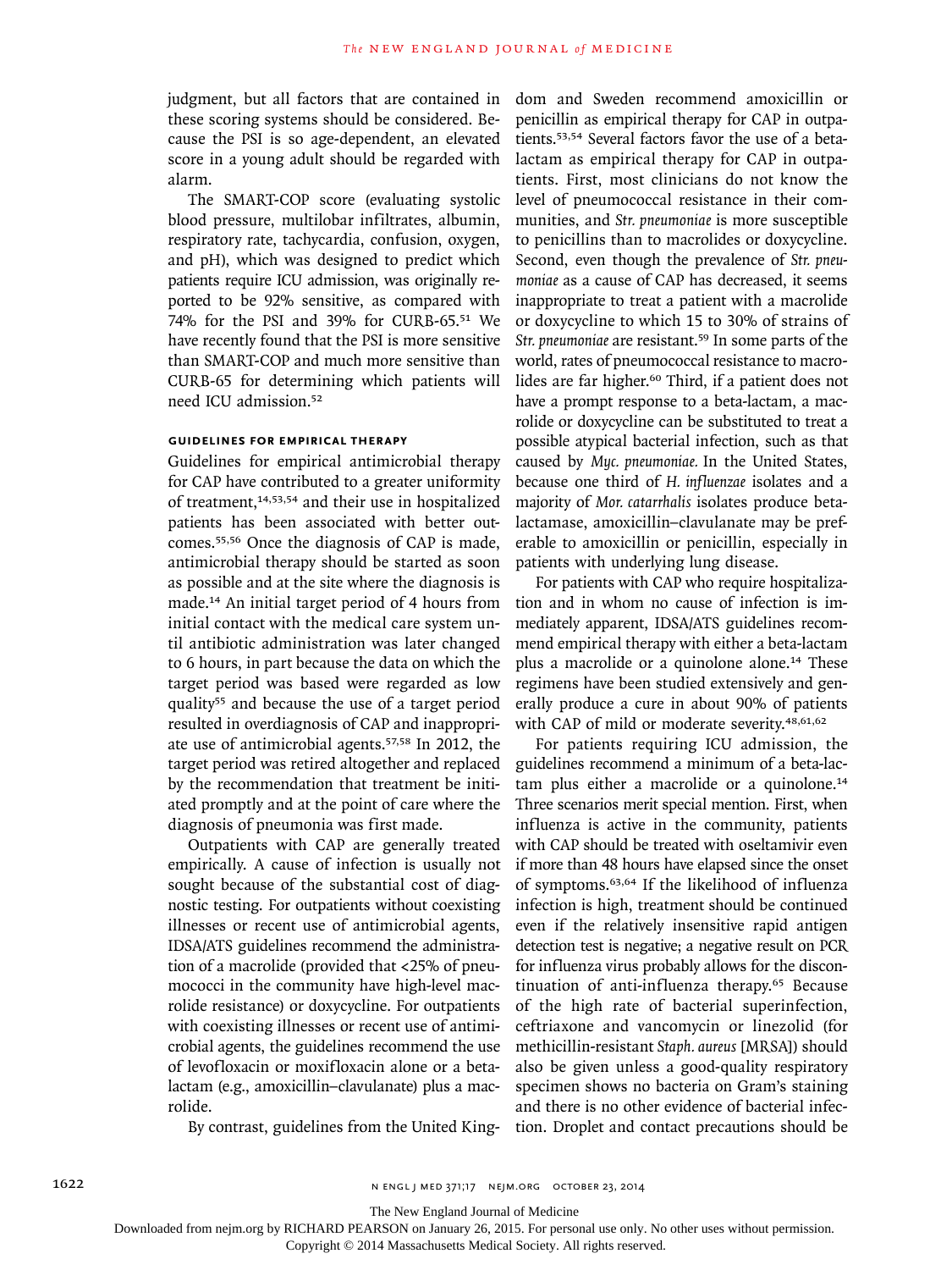judgment, but all factors that are contained in these scoring systems should be considered. Because the PSI is so age-dependent, an elevated score in a young adult should be regarded with alarm.

The SMART-COP score (evaluating systolic blood pressure, multilobar infiltrates, albumin, respiratory rate, tachycardia, confusion, oxygen, and pH), which was designed to predict which patients require ICU admission, was originally reported to be 92% sensitive, as compared with 74% for the PSI and 39% for CURB-65.[51] We have recently found that the PSI is more sensitive than SMART-COP and much more sensitive than CURB-65 for determining which patients will need ICU admission.[52]

### GUIDELINES FOR EMPIRICAL THERAPY

Guidelines for empirical antimicrobial therapy for CAP have contributed to a greater uniformity of treatment,[14,53,54] and their use in hospitalized patients has been associated with better outcomes.[55,56] Once the diagnosis of CAP is made, antimicrobial therapy should be started as soon as possible and at the site where the diagnosis is made.[14] An initial target period of 4 hours from initial contact with the medical care system until antibiotic administration was later changed to 6 hours, in part because the data on which the target period was based were regarded as low quality[55] and because the use of a target period resulted in overdiagnosis of CAP and inappropriate use of antimicrobial agents.[57,58] In 2012, the target period was retired altogether and replaced by the recommendation that treatment be initiated promptly and at the point of care where the diagnosis of pneumonia was first made.

Outpatients with CAP are generally treated empirically. A cause of infection is usually not sought because of the substantial cost of diagnostic testing. For outpatients without coexisting illnesses or recent use of antimicrobial agents, IDSA/ATS guidelines recommend the administration of a macrolide (provided that <25% of pneumococci in the community have high-level macrolide resistance) or doxycycline. For outpatients with coexisting illnesses or recent use of antimicrobial agents, the guidelines recommend the use of levofloxacin or moxifloxacin alone or a beta-lactam (e.g., amoxicillin–clavulanate) plus a macrolide.

By contrast, guidelines from the United Kingdom and Sweden recommend amoxicillin or penicillin as empirical therapy for CAP in outpatients.[53,54] Several factors favor the use of a beta-lactam as empirical therapy for CAP in outpatients. First, most clinicians do not know the level of pneumococcal resistance in their communities, and *Str. pneumoniae* is more susceptible to penicillins than to macrolides or doxycycline. Second, even though the prevalence of *Str. pneumoniae* as a cause of CAP has decreased, it seems inappropriate to treat a patient with a macrolide or doxycycline to which 15 to 30% of strains of *Str. pneumoniae* are resistant.[59] In some parts of the world, rates of pneumococcal resistance to macrolides are far higher.[60] Third, if a patient does not have a prompt response to a beta-lactam, a macrolide or doxycycline can be substituted to treat a possible atypical bacterial infection, such as that caused by *Myc. pneumoniae.* In the United States, because one third of *H. influenzae* isolates and a majority of *Mor. catarrhalis* isolates produce beta-lactamase, amoxicillin–clavulanate may be preferable to amoxicillin or penicillin, especially in patients with underlying lung disease.

For patients with CAP who require hospitalization and in whom no cause of infection is immediately apparent, IDSA/ATS guidelines recommend empirical therapy with either a beta-lactam plus a macrolide or a quinolone alone.[14] These regimens have been studied extensively and generally produce a cure in about 90% of patients with CAP of mild or moderate severity.[48,61,62]

For patients requiring ICU admission, the guidelines recommend a minimum of a beta-lactam plus either a macrolide or a quinolone.[14] Three scenarios merit special mention. First, when influenza is active in the community, patients with CAP should be treated with oseltamivir even if more than 48 hours have elapsed since the onset of symptoms.[63,64] If the likelihood of influenza infection is high, treatment should be continued even if the relatively insensitive rapid antigen detection test is negative; a negative result on PCR for influenza virus probably allows for the discontinuation of anti-influenza therapy.[65] Because of the high rate of bacterial superinfection, ceftriaxone and vancomycin or linezolid (for methicillin-resistant *Staph. aureus* [MRSA]) should also be given unless a good-quality respiratory specimen shows no bacteria on Gram's staining and there is no other evidence of bacterial infection. Droplet and contact precautions should be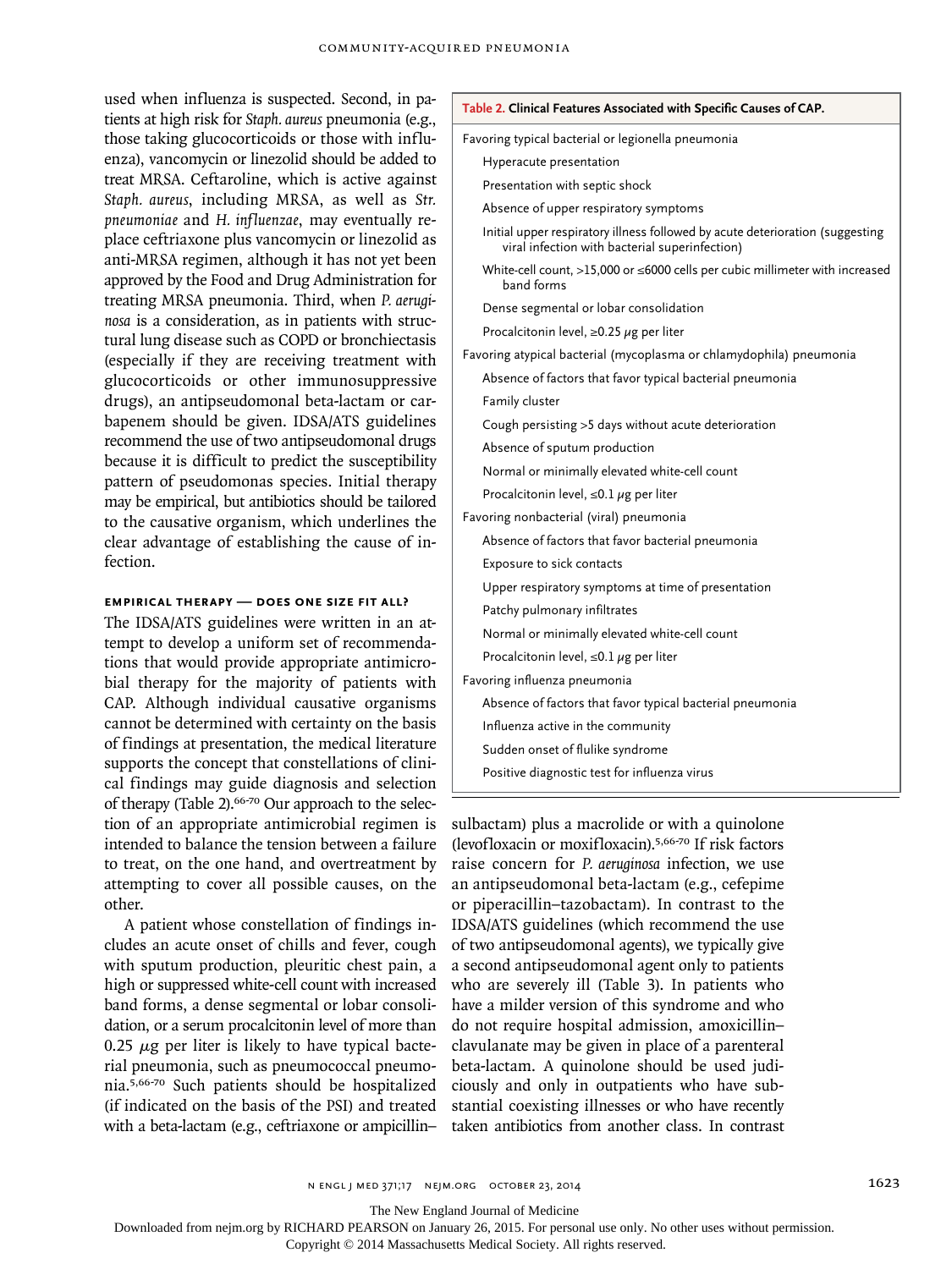used when influenza is suspected. Second, in patients at high risk for *Staph. aureus* pneumonia (e.g., those taking glucocorticoids or those with influenza), vancomycin or linezolid should be added to treat MRSA. Ceftaroline, which is active against *Staph. aureus*, including MRSA, as well as *Str. pneumoniae* and *H. influenzae*, may eventually replace ceftriaxone plus vancomycin or linezolid as anti-MRSA regimen, although it has not yet been approved by the Food and Drug Administration for treating MRSA pneumonia. Third, when *P. aeruginosa* is a consideration, as in patients with structural lung disease such as COPD or bronchiectasis (especially if they are receiving treatment with glucocorticoids or other immunosuppressive drugs), an antipseudomonal beta-lactam or carbapenem should be given. IDSA/ATS guidelines recommend the use of two antipseudomonal drugs because it is difficult to predict the susceptibility pattern of pseudomonas species. Initial therapy may be empirical, but antibiotics should be tailored to the causative organism, which underlines the clear advantage of establishing the cause of infection.

### Empirical Therapy — Does One Size Fit All?

The IDSA/ATS guidelines were written in an attempt to develop a uniform set of recommendations that would provide appropriate antimicrobial therapy for the majority of patients with CAP. Although individual causative organisms cannot be determined with certainty on the basis of findings at presentation, the medical literature supports the concept that constellations of clinical findings may guide diagnosis and selection of therapy (Table 2).[66-70] Our approach to the selection of an appropriate antimicrobial regimen is intended to balance the tension between a failure to treat, on the one hand, and overtreatment by attempting to cover all possible causes, on the other.

A patient whose constellation of findings includes an acute onset of chills and fever, cough with sputum production, pleuritic chest pain, a high or suppressed white-cell count with increased band forms, a dense segmental or lobar consolidation, or a serum procalcitonin level of more than 0.25 μg per liter is likely to have typical bacterial pneumonia, such as pneumococcal pneumonia.[5,66-70] Such patients should be hospitalized (if indicated on the basis of the PSI) and treated with a beta-lactam (e.g., ceftriaxone or ampicillin–sulbactam) plus a macrolide or with a quinolone (levofloxacin or moxifloxacin).[5,66-70] If risk factors raise concern for *P. aeruginosa* infection, we use an antipseudomonal beta-lactam (e.g., cefepime or piperacillin–tazobactam). In contrast to the IDSA/ATS guidelines (which recommend the use of two antipseudomonal agents), we typically give a second antipseudomonal agent only to patients who are severely ill (Table 3). In patients who have a milder version of this syndrome and who do not require hospital admission, amoxicillin–clavulanate may be given in place of a parenteral beta-lactam. A quinolone should be used judiciously and only in outpatients who have substantial coexisting illnesses or who have recently taken antibiotics from another class. In contrast

**Table 2. Clinical Features Associated with Specific Causes of CAP.**

| |
|---|
| **Favoring typical bacterial or legionella pneumonia** |
| Hyperacute presentation |
| Presentation with septic shock |
| Absence of upper respiratory symptoms |
| Initial upper respiratory illness followed by acute deterioration (suggesting viral infection with bacterial superinfection) |
| White-cell count, >15,000 or ≤6000 cells per cubic millimeter with increased band forms |
| Dense segmental or lobar consolidation |
| Procalcitonin level, ≥0.25 μg per liter |
| **Favoring atypical bacterial (mycoplasma or chlamydophila) pneumonia** |
| Absence of factors that favor typical bacterial pneumonia |
| Family cluster |
| Cough persisting >5 days without acute deterioration |
| Absence of sputum production |
| Normal or minimally elevated white-cell count |
| Procalcitonin level, ≤0.1 μg per liter |
| **Favoring nonbacterial (viral) pneumonia** |
| Absence of factors that favor bacterial pneumonia |
| Exposure to sick contacts |
| Upper respiratory symptoms at time of presentation |
| Patchy pulmonary infiltrates |
| Normal or minimally elevated white-cell count |
| Procalcitonin level, ≤0.1 μg per liter |
| **Favoring influenza pneumonia** |
| Absence of factors that favor typical bacterial pneumonia |
| Influenza active in the community |
| Sudden onset of flulike syndrome |
| Positive diagnostic test for influenza virus |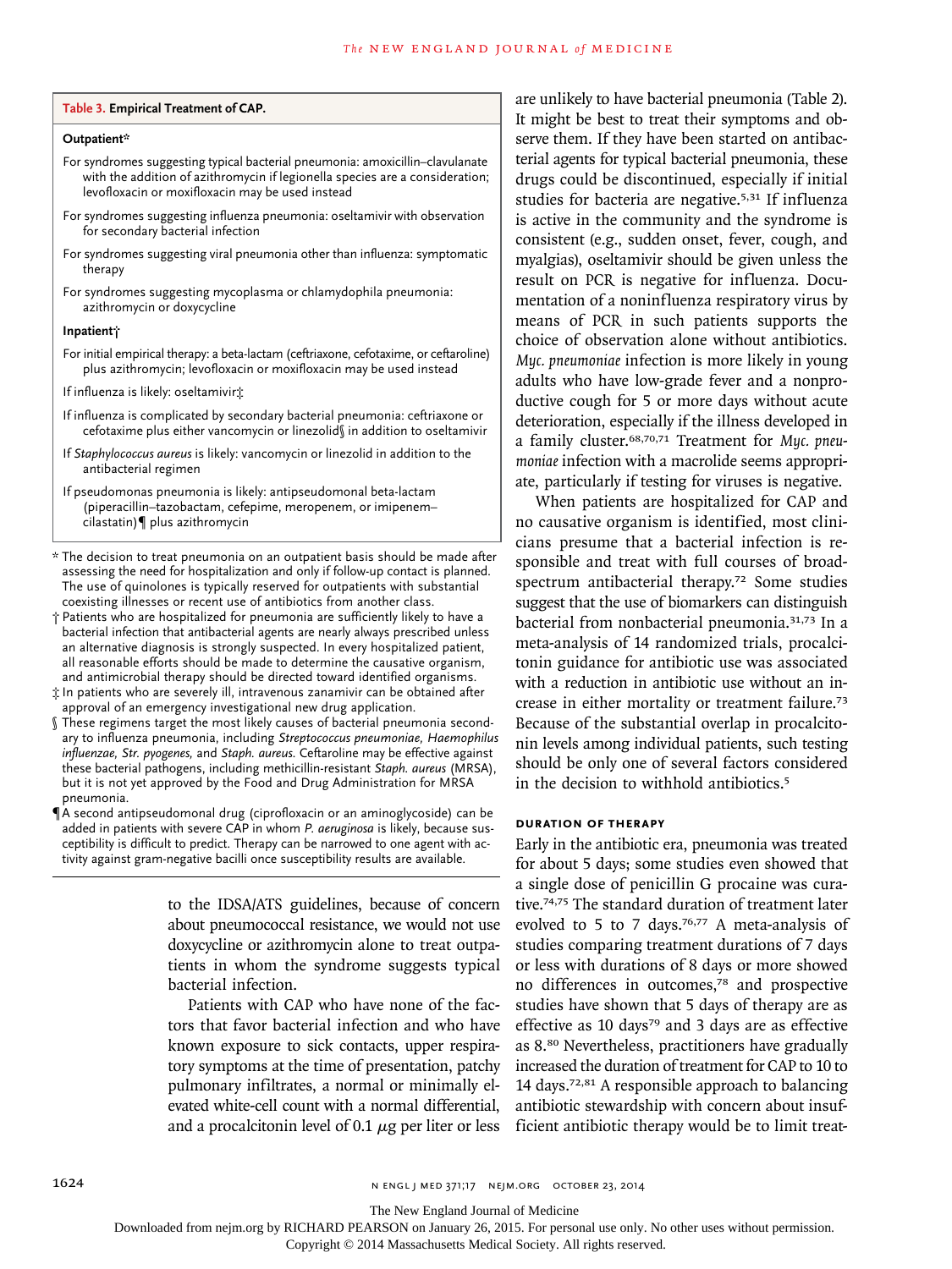**Table 3. Empirical Treatment of CAP.**

**Outpatient***

- For syndromes suggesting typical bacterial pneumonia: amoxicillin–clavulanate with the addition of azithromycin if legionella species are a consideration; levofloxacin or moxifloxacin may be used instead
- For syndromes suggesting influenza pneumonia: oseltamivir with observation for secondary bacterial infection
- For syndromes suggesting viral pneumonia other than influenza: symptomatic therapy
- For syndromes suggesting mycoplasma or chlamydophila pneumonia: azithromycin or doxycycline

**Inpatient†**

- For initial empirical therapy: a beta-lactam (ceftriaxone, cefotaxime, or ceftaroline) plus azithromycin; levofloxacin or moxifloxacin may be used instead
- If influenza is likely: oseltamivir‡
- If influenza is complicated by secondary bacterial pneumonia: ceftriaxone or cefotaxime plus either vancomycin or linezolid§ in addition to oseltamivir
- If *Staphylococcus aureus* is likely: vancomycin or linezolid in addition to the antibacterial regimen
- If pseudomonas pneumonia is likely: antipseudomonal beta-lactam (piperacillin–tazobactam, cefepime, meropenem, or imipenem–cilastatin)¶ plus azithromycin

\* The decision to treat pneumonia on an outpatient basis should be made after assessing the need for hospitalization and only if follow-up contact is planned. The use of quinolones is typically reserved for outpatients with substantial coexisting illnesses or recent use of antibiotics from another class.

† Patients who are hospitalized for pneumonia are sufficiently likely to have a bacterial infection that antibacterial agents are nearly always prescribed unless an alternative diagnosis is strongly suspected. In every hospitalized patient, all reasonable efforts should be made to determine the causative organism, and antimicrobial therapy should be directed toward identified organisms.

‡ In patients who are severely ill, intravenous zanamivir can be obtained after approval of an emergency investigational new drug application.

§ These regimens target the most likely causes of bacterial pneumonia secondary to influenza pneumonia, including *Streptococcus pneumoniae, Haemophilus influenzae, Str. pyogenes,* and *Staph. aureus.* Ceftaroline may be effective against these bacterial pathogens, including methicillin-resistant *Staph. aureus* (MRSA), but it is not yet approved by the Food and Drug Administration for MRSA pneumonia.

¶ A second antipseudomonal drug (ciprofloxacin or an aminoglycoside) can be added in patients with severe CAP in whom *P. aeruginosa* is likely, because susceptibility is difficult to predict. Therapy can be narrowed to one agent with activity against gram-negative bacilli once susceptibility results are available.

to the IDSA/ATS guidelines, because of concern about pneumococcal resistance, we would not use doxycycline or azithromycin alone to treat outpatients in whom the syndrome suggests typical bacterial infection.

Patients with CAP who have none of the factors that favor bacterial infection and who have known exposure to sick contacts, upper respiratory symptoms at the time of presentation, patchy pulmonary infiltrates, a normal or minimally elevated white-cell count with a normal differential, and a procalcitonin level of 0.1 μg per liter or less are unlikely to have bacterial pneumonia (Table 2). It might be best to treat their symptoms and observe them. If they have been started on antibacterial agents for typical bacterial pneumonia, these drugs could be discontinued, especially if initial studies for bacteria are negative.[5,31] If influenza is active in the community and the syndrome is consistent (e.g., sudden onset, fever, cough, and myalgias), oseltamivir should be given unless the result on PCR is negative for influenza. Documentation of a noninfluenza respiratory virus by means of PCR in such patients supports the choice of observation alone without antibiotics. *Myc. pneumoniae* infection is more likely in young adults who have low-grade fever and a nonproductive cough for 5 or more days without acute deterioration, especially if the illness developed in a family cluster.[68,70,71] Treatment for *Myc. pneumoniae* infection with a macrolide seems appropriate, particularly if testing for viruses is negative.

When patients are hospitalized for CAP and no causative organism is identified, most clinicians presume that a bacterial infection is responsible and treat with full courses of broad-spectrum antibacterial therapy.[72] Some studies suggest that the use of biomarkers can distinguish bacterial from nonbacterial pneumonia.[31,73] In a meta-analysis of 14 randomized trials, procalcitonin guidance for antibiotic use was associated with a reduction in antibiotic use without an increase in either mortality or treatment failure.[73] Because of the substantial overlap in procalcitonin levels among individual patients, such testing should be only one of several factors considered in the decision to withhold antibiotics.[5]

## DURATION OF THERAPY

Early in the antibiotic era, pneumonia was treated for about 5 days; some studies even showed that a single dose of penicillin G procaine was curative.[74,75] The standard duration of treatment later evolved to 5 to 7 days.[76,77] A meta-analysis of studies comparing treatment durations of 7 days or less with durations of 8 days or more showed no differences in outcomes,[78] and prospective studies have shown that 5 days of therapy are as effective as 10 days[79] and 3 days are as effective as 8.[80] Nevertheless, practitioners have gradually increased the duration of treatment for CAP to 10 to 14 days.[72,81] A responsible approach to balancing antibiotic stewardship with concern about insufficient antibiotic therapy would be to limit treat-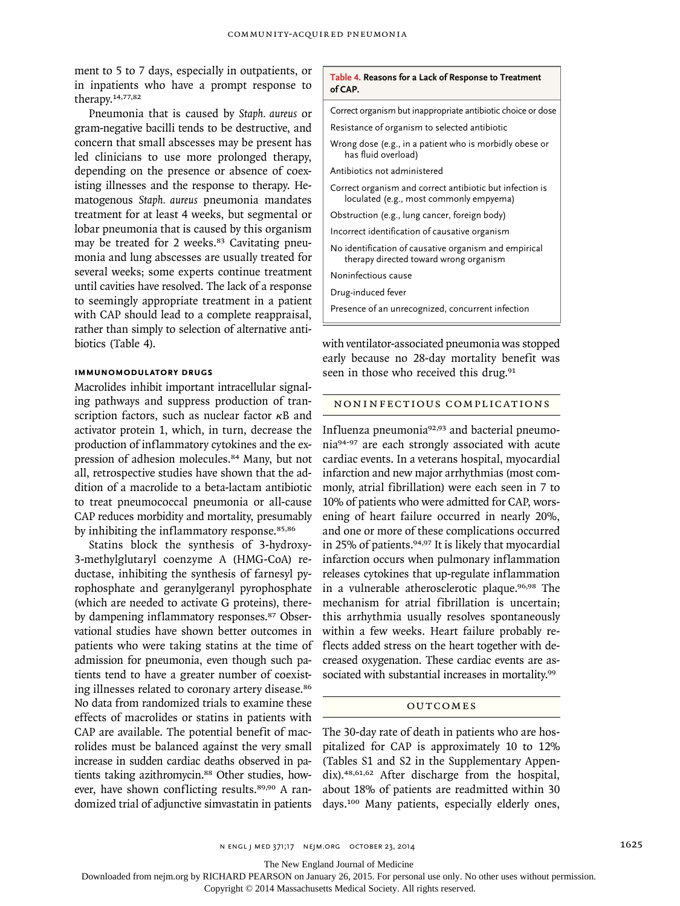ment to 5 to 7 days, especially in outpatients, or in inpatients who have a prompt response to therapy.[14,77,82]

Pneumonia that is caused by *Staph. aureus* or gram-negative bacilli tends to be destructive, and concern that small abscesses may be present has led clinicians to use more prolonged therapy, depending on the presence or absence of coexisting illnesses and the response to therapy. Hematogenous *Staph. aureus* pneumonia mandates treatment for at least 4 weeks, but segmental or lobar pneumonia that is caused by this organism may be treated for 2 weeks.[83] Cavitating pneumonia and lung abscesses are usually treated for several weeks; some experts continue treatment until cavities have resolved. The lack of a response to seemingly appropriate treatment in a patient with CAP should lead to a complete reappraisal, rather than simply to selection of alternative antibiotics (Table 4).

| Table 4. Reasons for a Lack of Response to Treatment of CAP. |
|---|
| Correct organism but inappropriate antibiotic choice or dose |
| Resistance of organism to selected antibiotic |
| Wrong dose (e.g., in a patient who is morbidly obese or has fluid overload) |
| Antibiotics not administered |
| Correct organism and correct antibiotic but infection is loculated (e.g., most commonly empyema) |
| Obstruction (e.g., lung cancer, foreign body) |
| Incorrect identification of causative organism |
| No identification of causative organism and empirical therapy directed toward wrong organism |
| Noninfectious cause |
| Drug-induced fever |
| Presence of an unrecognized, concurrent infection |

### IMMUNOMODULATORY DRUGS

Macrolides inhibit important intracellular signaling pathways and suppress production of transcription factors, such as nuclear factor κB and activator protein 1, which, in turn, decrease the production of inflammatory cytokines and the expression of adhesion molecules.[84] Many, but not all, retrospective studies have shown that the addition of a macrolide to a beta-lactam antibiotic to treat pneumococcal pneumonia or all-cause CAP reduces morbidity and mortality, presumably by inhibiting the inflammatory response.[85,86]

Statins block the synthesis of 3-hydroxy-3-methylglutaryl coenzyme A (HMG-CoA) reductase, inhibiting the synthesis of farnesyl pyrophosphate and geranylgeranyl pyrophosphate (which are needed to activate G proteins), thereby dampening inflammatory responses.[87] Observational studies have shown better outcomes in patients who were taking statins at the time of admission for pneumonia, even though such patients tend to have a greater number of coexisting illnesses related to coronary artery disease.[86] No data from randomized trials to examine these effects of macrolides or statins in patients with CAP are available. The potential benefit of macrolides must be balanced against the very small increase in sudden cardiac deaths observed in patients taking azithromycin.[88] Other studies, however, have shown conflicting results.[89,90] A randomized trial of adjunctive simvastatin in patients with ventilator-associated pneumonia was stopped early because no 28-day mortality benefit was seen in those who received this drug.[91]

## NONINFECTIOUS COMPLICATIONS

Influenza pneumonia[92,93] and bacterial pneumonia[94-97] are each strongly associated with acute cardiac events. In a veterans hospital, myocardial infarction and new major arrhythmias (most commonly, atrial fibrillation) were each seen in 7 to 10% of patients who were admitted for CAP, worsening of heart failure occurred in nearly 20%, and one or more of these complications occurred in 25% of patients.[94,97] It is likely that myocardial infarction occurs when pulmonary inflammation releases cytokines that up-regulate inflammation in a vulnerable atherosclerotic plaque.[96,98] The mechanism for atrial fibrillation is uncertain; this arrhythmia usually resolves spontaneously within a few weeks. Heart failure probably reflects added stress on the heart together with decreased oxygenation. These cardiac events are associated with substantial increases in mortality.[99]

## OUTCOMES

The 30-day rate of death in patients who are hospitalized for CAP is approximately 10 to 12% (Tables S1 and S2 in the Supplementary Appendix).[48,61,62] After discharge from the hospital, about 18% of patients are readmitted within 30 days.[100] Many patients, especially elderly ones,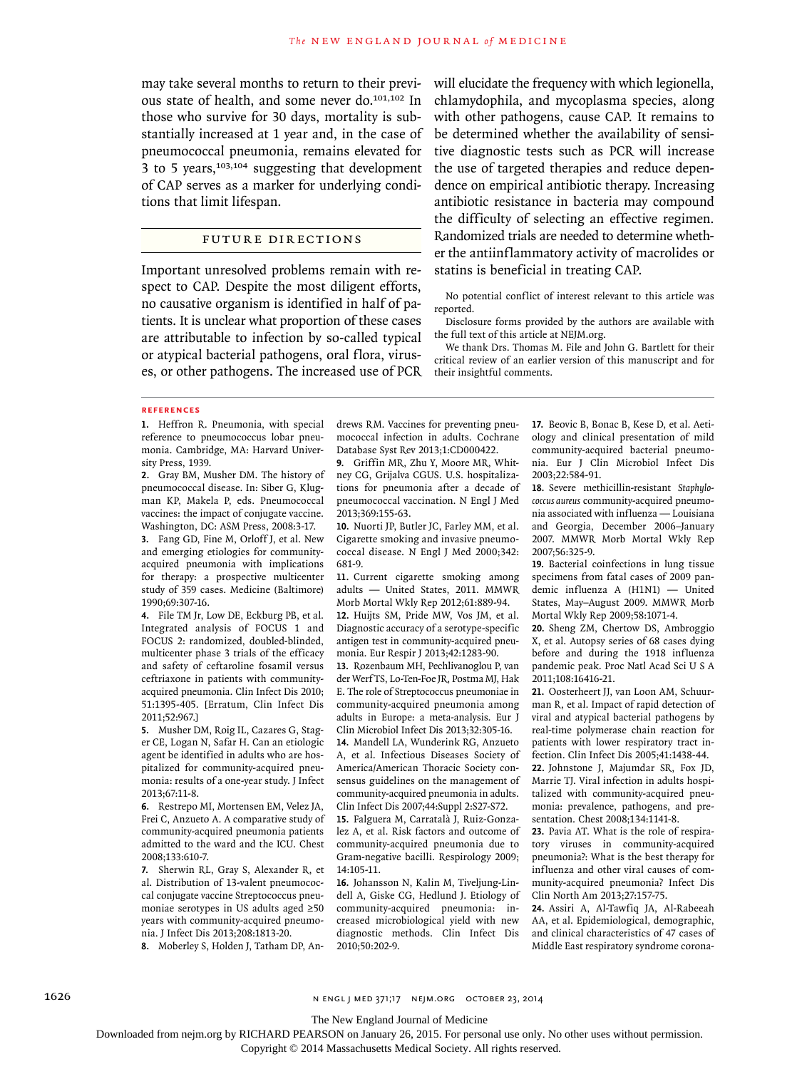may take several months to return to their previous state of health, and some never do.[101,102] In those who survive for 30 days, mortality is substantially increased at 1 year and, in the case of pneumococcal pneumonia, remains elevated for 3 to 5 years,[103,104] suggesting that development of CAP serves as a marker for underlying conditions that limit lifespan.

## FUTURE DIRECTIONS

Important unresolved problems remain with respect to CAP. Despite the most diligent efforts, no causative organism is identified in half of patients. It is unclear what proportion of these cases are attributable to infection by so-called typical or atypical bacterial pathogens, oral flora, viruses, or other pathogens. The increased use of PCR will elucidate the frequency with which legionella, chlamydophila, and mycoplasma species, along with other pathogens, cause CAP. It remains to be determined whether the availability of sensitive diagnostic tests such as PCR will increase the use of targeted therapies and reduce dependence on empirical antibiotic therapy. Increasing antibiotic resistance in bacteria may compound the difficulty of selecting an effective regimen. Randomized trials are needed to determine whether the antiinflammatory activity of macrolides or statins is beneficial in treating CAP.

No potential conflict of interest relevant to this article was reported.

Disclosure forms provided by the authors are available with the full text of this article at NEJM.org.

We thank Drs. Thomas M. File and John G. Bartlett for their critical review of an earlier version of this manuscript and for their insightful comments.

### REFERENCES

1. Heffron R. Pneumonia, with special reference to pneumococcus lobar pneumonia. Cambridge, MA: Harvard University Press, 1939.
2. Gray BM, Musher DM. The history of pneumococcal disease. In: Siber G, Klugman KP, Makela P, eds. Pneumococcal vaccines: the impact of conjugate vaccine. Washington, DC: ASM Press, 2008:3-17.
3. Fang GD, Fine M, Orloff J, et al. New and emerging etiologies for community-acquired pneumonia with implications for therapy: a prospective multicenter study of 359 cases. Medicine (Baltimore) 1990;69:307-16.
4. File TM Jr, Low DE, Eckburg PB, et al. Integrated analysis of FOCUS 1 and FOCUS 2: randomized, doubled-blinded, multicenter phase 3 trials of the efficacy and safety of ceftaroline fosamil versus ceftriaxone in patients with community-acquired pneumonia. Clin Infect Dis 2010; 51:1395-405. [Erratum, Clin Infect Dis 2011;52:967.]
5. Musher DM, Roig IL, Cazares G, Stager CE, Logan N, Safar H. Can an etiologic agent be identified in adults who are hospitalized for community-acquired pneumonia: results of a one-year study. J Infect 2013;67:11-8.
6. Restrepo MI, Mortensen EM, Velez JA, Frei C, Anzueto A. A comparative study of community-acquired pneumonia patients admitted to the ward and the ICU. Chest 2008;133:610-7.
7. Sherwin RL, Gray S, Alexander R, et al. Distribution of 13-valent pneumococcal conjugate vaccine Streptococcus pneumoniae serotypes in US adults aged ≥50 years with community-acquired pneumonia. J Infect Dis 2013;208:1813-20.
8. Moberley S, Holden J, Tatham DP, Andrews RM. Vaccines for preventing pneumococcal infection in adults. Cochrane Database Syst Rev 2013;1:CD000422.
9. Griffin MR, Zhu Y, Moore MR, Whitney CG, Grijalva CGUS. U.S. hospitalizations for pneumonia after a decade of pneumococcal vaccination. N Engl J Med 2013;369:155-63.
10. Nuorti JP, Butler JC, Farley MM, et al. Cigarette smoking and invasive pneumococcal disease. N Engl J Med 2000;342: 681-9.
11. Current cigarette smoking among adults — United States, 2011. MMWR Morb Mortal Wkly Rep 2012;61:889-94.
12. Huijts SM, Pride MW, Vos JM, et al. Diagnostic accuracy of a serotype-specific antigen test in community-acquired pneumonia. Eur Respir J 2013;42:1283-90.
13. Rozenbaum MH, Pechlivanoglou P, van der Werf TS, Lo-Ten-Foe JR, Postma MJ, Hak E. The role of Streptococcus pneumoniae in community-acquired pneumonia among adults in Europe: a meta-analysis. Eur J Clin Microbiol Infect Dis 2013;32:305-16.
14. Mandell LA, Wunderink RG, Anzueto A, et al. Infectious Diseases Society of America/American Thoracic Society consensus guidelines on the management of community-acquired pneumonia in adults. Clin Infect Dis 2007;44:Suppl 2:S27-S72.
15. Falguera M, Carratalà J, Ruiz-Gonzalez A, et al. Risk factors and outcome of community-acquired pneumonia due to Gram-negative bacilli. Respirology 2009; 14:105-11.
16. Johansson N, Kalin M, Tiveljung-Lindell A, Giske CG, Hedlund J. Etiology of community-acquired pneumonia: increased microbiological yield with new diagnostic methods. Clin Infect Dis 2010;50:202-9.
17. Beovic B, Bonac B, Kese D, et al. Aetiology and clinical presentation of mild community-acquired bacterial pneumonia. Eur J Clin Microbiol Infect Dis 2003;22:584-91.
18. Severe methicillin-resistant *Staphylococcus aureus* community-acquired pneumonia associated with influenza — Louisiana and Georgia, December 2006–January 2007. MMWR Morb Mortal Wkly Rep 2007;56:325-9.
19. Bacterial coinfections in lung tissue specimens from fatal cases of 2009 pandemic influenza A (H1N1) — United States, May–August 2009. MMWR Morb Mortal Wkly Rep 2009;58:1071-4.
20. Sheng ZM, Chertow DS, Ambroggio X, et al. Autopsy series of 68 cases dying before and during the 1918 influenza pandemic peak. Proc Natl Acad Sci U S A 2011;108:16416-21.
21. Oosterheert JJ, van Loon AM, Schuurman R, et al. Impact of rapid detection of viral and atypical bacterial pathogens by real-time polymerase chain reaction for patients with lower respiratory tract infection. Clin Infect Dis 2005;41:1438-44.
22. Johnstone J, Majumdar SR, Fox JD, Marrie TJ. Viral infection in adults hospitalized with community-acquired pneumonia: prevalence, pathogens, and presentation. Chest 2008;134:1141-8.
23. Pavia AT. What is the role of respiratory viruses in community-acquired pneumonia?: What is the best therapy for influenza and other viral causes of community-acquired pneumonia? Infect Dis Clin North Am 2013;27:157-75.
24. Assiri A, Al-Tawfiq JA, Al-Rabeeah AA, et al. Epidemiological, demographic, and clinical characteristics of 47 cases of Middle East respiratory syndrome corona-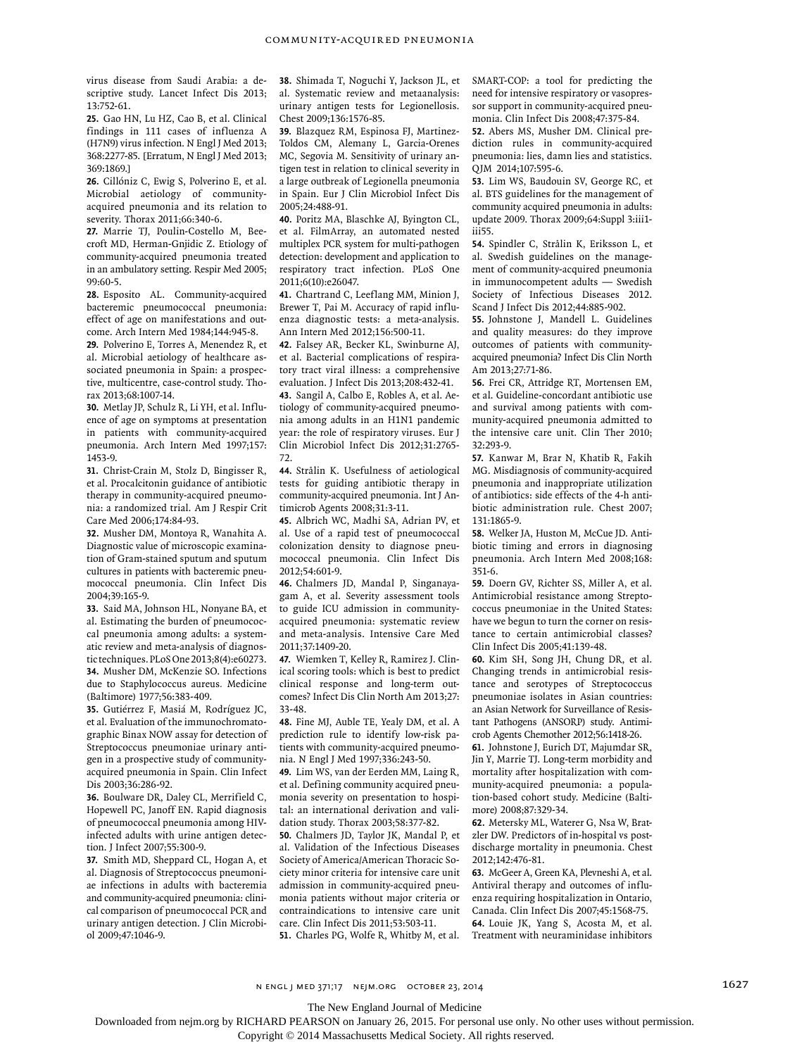virus disease from Saudi Arabia: a descriptive study. Lancet Infect Dis 2013; 13:752-61.

**25.** Gao HN, Lu HZ, Cao B, et al. Clinical findings in 111 cases of influenza A (H7N9) virus infection. N Engl J Med 2013; 368:2277-85. [Erratum, N Engl J Med 2013; 369:1869.]

**26.** Cillóniz C, Ewig S, Polverino E, et al. Microbial aetiology of community-acquired pneumonia and its relation to severity. Thorax 2011;66:340-6.

**27.** Marrie TJ, Poulin-Costello M, Beecroft MD, Herman-Gnjidic Z. Etiology of community-acquired pneumonia treated in an ambulatory setting. Respir Med 2005; 99:60-5.

**28.** Esposito AL. Community-acquired bacteremic pneumococcal pneumonia: effect of age on manifestations and outcome. Arch Intern Med 1984;144:945-8.

**29.** Polverino E, Torres A, Menendez R, et al. Microbial aetiology of healthcare associated pneumonia in Spain: a prospective, multicentre, case-control study. Thorax 2013;68:1007-14.

**30.** Metlay JP, Schulz R, Li YH, et al. Influence of age on symptoms at presentation in patients with community-acquired pneumonia. Arch Intern Med 1997;157: 1453-9.

**31.** Christ-Crain M, Stolz D, Bingisser R, et al. Procalcitonin guidance of antibiotic therapy in community-acquired pneumonia: a randomized trial. Am J Respir Crit Care Med 2006;174:84-93.

**32.** Musher DM, Montoya R, Wanahita A. Diagnostic value of microscopic examination of Gram-stained sputum and sputum cultures in patients with bacteremic pneumococcal pneumonia. Clin Infect Dis 2004;39:165-9.

**33.** Said MA, Johnson HL, Nonyane BA, et al. Estimating the burden of pneumococcal pneumonia among adults: a systematic review and meta-analysis of diagnostic techniques. PLoS One 2013;8(4):e60273.

**34.** Musher DM, McKenzie SO. Infections due to Staphylococcus aureus. Medicine (Baltimore) 1977;56:383-409.

**35.** Gutiérrez F, Masiá M, Rodríguez JC, et al. Evaluation of the immunochromatographic Binax NOW assay for detection of Streptococcus pneumoniae urinary antigen in a prospective study of community-acquired pneumonia in Spain. Clin Infect Dis 2003;36:286-92.

**36.** Boulware DR, Daley CL, Merrifield C, Hopewell PC, Janoff EN. Rapid diagnosis of pneumococcal pneumonia among HIV-infected adults with urine antigen detection. J Infect 2007;55:300-9.

**37.** Smith MD, Sheppard CL, Hogan A, et al. Diagnosis of Streptococcus pneumoniae infections in adults with bacteremia and community-acquired pneumonia: clinical comparison of pneumococcal PCR and urinary antigen detection. J Clin Microbiol 2009;47:1046-9.

**38.** Shimada T, Noguchi Y, Jackson JL, et al. Systematic review and metaanalysis: urinary antigen tests for Legionellosis. Chest 2009;136:1576-85.

**39.** Blazquez RM, Espinosa FJ, Martinez-Toldos CM, Alemany L, Garcia-Orenes MC, Segovia M. Sensitivity of urinary antigen test in relation to clinical severity in a large outbreak of Legionella pneumonia in Spain. Eur J Clin Microbiol Infect Dis 2005;24:488-91.

**40.** Poritz MA, Blaschke AJ, Byington CL, et al. FilmArray, an automated nested multiplex PCR system for multi-pathogen detection: development and application to respiratory tract infection. PLoS One 2011;6(10):e26047.

**41.** Chartrand C, Leeflang MM, Minion J, Brewer T, Pai M. Accuracy of rapid influenza diagnostic tests: a meta-analysis. Ann Intern Med 2012;156:500-11.

**42.** Falsey AR, Becker KL, Swinburne AJ, et al. Bacterial complications of respiratory tract viral illness: a comprehensive evaluation. J Infect Dis 2013;208:432-41.

**43.** Sangil A, Calbo E, Robles A, et al. Aetiology of community-acquired pneumonia among adults in an H1N1 pandemic year: the role of respiratory viruses. Eur J Clin Microbiol Infect Dis 2012;31:2765-72.

**44.** Strålin K. Usefulness of aetiological tests for guiding antibiotic therapy in community-acquired pneumonia. Int J Antimicrob Agents 2008;31:3-11.

**45.** Albrich WC, Madhi SA, Adrian PV, et al. Use of a rapid test of pneumococcal colonization density to diagnose pneumococcal pneumonia. Clin Infect Dis 2012;54:601-9.

**46.** Chalmers JD, Mandal P, Singanayagam A, et al. Severity assessment tools to guide ICU admission in community-acquired pneumonia: systematic review and meta-analysis. Intensive Care Med 2011;37:1409-20.

**47.** Wiemken T, Kelley R, Ramirez J. Clinical scoring tools: which is best to predict clinical response and long-term outcomes? Infect Dis Clin North Am 2013;27: 33-48.

**48.** Fine MJ, Auble TE, Yealy DM, et al. A prediction rule to identify low-risk patients with community-acquired pneumonia. N Engl J Med 1997;336:243-50.

**49.** Lim WS, van der Eerden MM, Laing R, et al. Defining community acquired pneumonia severity on presentation to hospital: an international derivation and validation study. Thorax 2003;58:377-82.

**50.** Chalmers JD, Taylor JK, Mandal P, et al. Validation of the Infectious Diseases Society of America/American Thoracic Society minor criteria for intensive care unit admission in community-acquired pneumonia patients without major criteria or contraindications to intensive care unit care. Clin Infect Dis 2011;53:503-11.

**51.** Charles PG, Wolfe R, Whitby M, et al. SMART-COP: a tool for predicting the need for intensive respiratory or vasopressor support in community-acquired pneumonia. Clin Infect Dis 2008;47:375-84.

**52.** Abers MS, Musher DM. Clinical prediction rules in community-acquired pneumonia: lies, damn lies and statistics. QJM 2014;107:595-6.

**53.** Lim WS, Baudouin SV, George RC, et al. BTS guidelines for the management of community acquired pneumonia in adults: update 2009. Thorax 2009;64:Suppl 3:iii1-iii55.

**54.** Spindler C, Strålin K, Eriksson L, et al. Swedish guidelines on the management of community-acquired pneumonia in immunocompetent adults — Swedish Society of Infectious Diseases 2012. Scand J Infect Dis 2012;44:885-902.

**55.** Johnstone J, Mandell L. Guidelines and quality measures: do they improve outcomes of patients with community-acquired pneumonia? Infect Dis Clin North Am 2013;27:71-86.

**56.** Frei CR, Attridge RT, Mortensen EM, et al. Guideline-concordant antibiotic use and survival among patients with community-acquired pneumonia admitted to the intensive care unit. Clin Ther 2010; 32:293-9.

**57.** Kanwar M, Brar N, Khatib R, Fakih MG. Misdiagnosis of community-acquired pneumonia and inappropriate utilization of antibiotics: side effects of the 4-h antibiotic administration rule. Chest 2007; 131:1865-9.

**58.** Welker JA, Huston M, McCue JD. Antibiotic timing and errors in diagnosing pneumonia. Arch Intern Med 2008;168: 351-6.

**59.** Doern GV, Richter SS, Miller A, et al. Antimicrobial resistance among Streptococcus pneumoniae in the United States: have we begun to turn the corner on resistance to certain antimicrobial classes? Clin Infect Dis 2005;41:139-48.

**60.** Kim SH, Song JH, Chung DR, et al. Changing trends in antimicrobial resistance and serotypes of Streptococcus pneumoniae isolates in Asian countries: an Asian Network for Surveillance of Resistant Pathogens (ANSORP) study. Antimicrob Agents Chemother 2012;56:1418-26.

**61.** Johnstone J, Eurich DT, Majumdar SR, Jin Y, Marrie TJ. Long-term morbidity and mortality after hospitalization with community-acquired pneumonia: a population-based cohort study. Medicine (Baltimore) 2008;87:329-34.

**62.** Metersky ML, Waterer G, Nsa W, Bratzler DW. Predictors of in-hospital vs postdischarge mortality in pneumonia. Chest 2012;142:476-81.

**63.** McGeer A, Green KA, Plevneshi A, et al. Antiviral therapy and outcomes of influenza requiring hospitalization in Ontario, Canada. Clin Infect Dis 2007;45:1568-75.

**64.** Louie JK, Yang S, Acosta M, et al. Treatment with neuraminidase inhibitors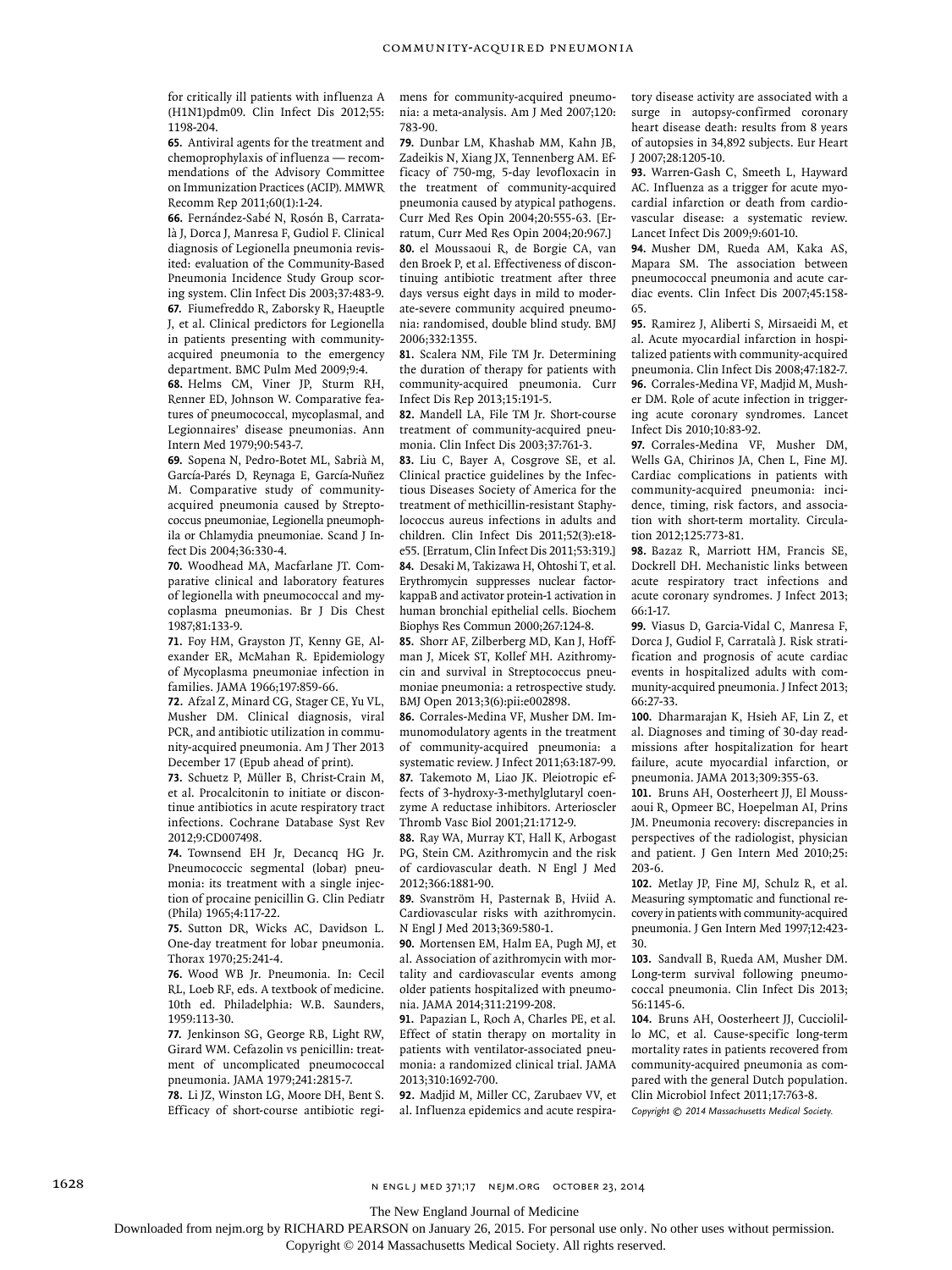for critically ill patients with influenza A (H1N1)pdm09. Clin Infect Dis 2012;55:1198-204.

**65.** Antiviral agents for the treatment and chemoprophylaxis of influenza — recommendations of the Advisory Committee on Immunization Practices (ACIP). MMWR Recomm Rep 2011;60(1):1-24.

**66.** Fernández-Sabé N, Rosón B, Carratalà J, Dorca J, Manresa F, Gudiol F. Clinical diagnosis of Legionella pneumonia revisited: evaluation of the Community-Based Pneumonia Incidence Study Group scoring system. Clin Infect Dis 2003;37:483-9.

**67.** Fiumefreddo R, Zaborsky R, Haeuptle J, et al. Clinical predictors for Legionella in patients presenting with community-acquired pneumonia to the emergency department. BMC Pulm Med 2009;9:4.

**68.** Helms CM, Viner JP, Sturm RH, Renner ED, Johnson W. Comparative features of pneumococcal, mycoplasmal, and Legionnaires' disease pneumonias. Ann Intern Med 1979;90:543-7.

**69.** Sopena N, Pedro-Botet ML, Sabrià M, García-Parés D, Reynaga E, García-Nuñez M. Comparative study of community-acquired pneumonia caused by Streptococcus pneumoniae, Legionella pneumophila or Chlamydia pneumoniae. Scand J Infect Dis 2004;36:330-4.

**70.** Woodhead MA, Macfarlane JT. Comparative clinical and laboratory features of legionella with pneumococcal and mycoplasma pneumonias. Br J Dis Chest 1987;81:133-9.

**71.** Foy HM, Grayston JT, Kenny GE, Alexander ER, McMahan R. Epidemiology of Mycoplasma pneumoniae infection in families. JAMA 1966;197:859-66.

**72.** Afzal Z, Minard CG, Stager CE, Yu VL, Musher DM. Clinical diagnosis, viral PCR, and antibiotic utilization in community-acquired pneumonia. Am J Ther 2013 December 17 (Epub ahead of print).

**73.** Schuetz P, Müller B, Christ-Crain M, et al. Procalcitonin to initiate or discontinue antibiotics in acute respiratory tract infections. Cochrane Database Syst Rev 2012;9:CD007498.

**74.** Townsend EH Jr, Decancq HG Jr. Pneumococcic segmental (lobar) pneumonia: its treatment with a single injection of procaine penicillin G. Clin Pediatr (Phila) 1965;4:117-22.

**75.** Sutton DR, Wicks AC, Davidson L. One-day treatment for lobar pneumonia. Thorax 1970;25:241-4.

**76.** Wood WB Jr. Pneumonia. In: Cecil RL, Loeb RF, eds. A textbook of medicine. 10th ed. Philadelphia: W.B. Saunders, 1959:113-30.

**77.** Jenkinson SG, George RB, Light RW, Girard WM. Cefazolin vs penicillin: treatment of uncomplicated pneumococcal pneumonia. JAMA 1979;241:2815-7.

**78.** Li JZ, Winston LG, Moore DH, Bent S. Efficacy of short-course antibiotic regimens for community-acquired pneumonia: a meta-analysis. Am J Med 2007;120:783-90.

**79.** Dunbar LM, Khashab MM, Kahn JB, Zadeikis N, Xiang JX, Tennenberg AM. Efficacy of 750-mg, 5-day levofloxacin in the treatment of community-acquired pneumonia caused by atypical pathogens. Curr Med Res Opin 2004;20:555-63. [Erratum, Curr Med Res Opin 2004;20:967.]

**80.** el Moussaoui R, de Borgie CA, van den Broek P, et al. Effectiveness of discontinuing antibiotic treatment after three days versus eight days in mild to moderate-severe community acquired pneumonia: randomised, double blind study. BMJ 2006;332:1355.

**81.** Scalera NM, File TM Jr. Determining the duration of therapy for patients with community-acquired pneumonia. Curr Infect Dis Rep 2013;15:191-5.

**82.** Mandell LA, File TM Jr. Short-course treatment of community-acquired pneumonia. Clin Infect Dis 2003;37:761-3.

**83.** Liu C, Bayer A, Cosgrove SE, et al. Clinical practice guidelines by the Infectious Diseases Society of America for the treatment of methicillin-resistant Staphylococcus aureus infections in adults and children. Clin Infect Dis 2011;52(3):e18-e55. [Erratum, Clin Infect Dis 2011;53:319.]

**84.** Desaki M, Takizawa H, Ohtoshi T, et al. Erythromycin suppresses nuclear factor-kappaB and activator protein-1 activation in human bronchial epithelial cells. Biochem Biophys Res Commun 2000;267:124-8.

**85.** Shorr AF, Zilberberg MD, Kan J, Hoffman J, Micek ST, Kollef MH. Azithromycin and survival in Streptococcus pneumoniae pneumonia: a retrospective study. BMJ Open 2013;3(6):pii:e002898.

**86.** Corrales-Medina VF, Musher DM. Immunomodulatory agents in the treatment of community-acquired pneumonia: a systematic review. J Infect 2011;63:187-99.

**87.** Takemoto M, Liao JK. Pleiotropic effects of 3-hydroxy-3-methylglutaryl coenzyme A reductase inhibitors. Arterioscler Thromb Vasc Biol 2001;21:1712-9.

**88.** Ray WA, Murray KT, Hall K, Arbogast PG, Stein CM. Azithromycin and the risk of cardiovascular death. N Engl J Med 2012;366:1881-90.

**89.** Svanström H, Pasternak B, Hviid A. Cardiovascular risks with azithromycin. N Engl J Med 2013;369:580-1.

**90.** Mortensen EM, Halm EA, Pugh MJ, et al. Association of azithromycin with mortality and cardiovascular events among older patients hospitalized with pneumonia. JAMA 2014;311:2199-208.

**91.** Papazian L, Roch A, Charles PE, et al. Effect of statin therapy on mortality in patients with ventilator-associated pneumonia: a randomized clinical trial. JAMA 2013;310:1692-700.

**92.** Madjid M, Miller CC, Zarubaev VV, et al. Influenza epidemics and acute respiratory disease activity are associated with a surge in autopsy-confirmed coronary heart disease death: results from 8 years of autopsies in 34,892 subjects. Eur Heart J 2007;28:1205-10.

**93.** Warren-Gash C, Smeeth L, Hayward AC. Influenza as a trigger for acute myocardial infarction or death from cardiovascular disease: a systematic review. Lancet Infect Dis 2009;9:601-10.

**94.** Musher DM, Rueda AM, Kaka AS, Mapara SM. The association between pneumococcal pneumonia and acute cardiac events. Clin Infect Dis 2007;45:158-65.

**95.** Ramirez J, Aliberti S, Mirsaeidi M, et al. Acute myocardial infarction in hospitalized patients with community-acquired pneumonia. Clin Infect Dis 2008;47:182-7.

**96.** Corrales-Medina VF, Madjid M, Musher DM. Role of acute infection in triggering acute coronary syndromes. Lancet Infect Dis 2010;10:83-92.

**97.** Corrales-Medina VF, Musher DM, Wells GA, Chirinos JA, Chen L, Fine MJ. Cardiac complications in patients with community-acquired pneumonia: incidence, timing, risk factors, and association with short-term mortality. Circulation 2012;125:773-81.

**98.** Bazaz R, Marriott HM, Francis SE, Dockrell DH. Mechanistic links between acute respiratory tract infections and acute coronary syndromes. J Infect 2013;66:1-17.

**99.** Viasus D, Garcia-Vidal C, Manresa F, Dorca J, Gudiol F, Carratalà J. Risk stratification and prognosis of acute cardiac events in hospitalized adults with community-acquired pneumonia. J Infect 2013;66:27-33.

**100.** Dharmarajan K, Hsieh AF, Lin Z, et al. Diagnoses and timing of 30-day readmissions after hospitalization for heart failure, acute myocardial infarction, or pneumonia. JAMA 2013;309:355-63.

**101.** Bruns AH, Oosterheert JJ, El Moussaoui R, Opmeer BC, Hoepelman AI, Prins JM. Pneumonia recovery: discrepancies in perspectives of the radiologist, physician and patient. J Gen Intern Med 2010;25:203-6.

**102.** Metlay JP, Fine MJ, Schulz R, et al. Measuring symptomatic and functional recovery in patients with community-acquired pneumonia. J Gen Intern Med 1997;12:423-30.

**103.** Sandvall B, Rueda AM, Musher DM. Long-term survival following pneumococcal pneumonia. Clin Infect Dis 2013;56:1145-6.

**104.** Bruns AH, Oosterheert JJ, Cucciolillo MC, et al. Cause-specific long-term mortality rates in patients recovered from community-acquired pneumonia as compared with the general Dutch population. Clin Microbiol Infect 2011;17:763-8.

*Copyright © 2014 Massachusetts Medical Society.*